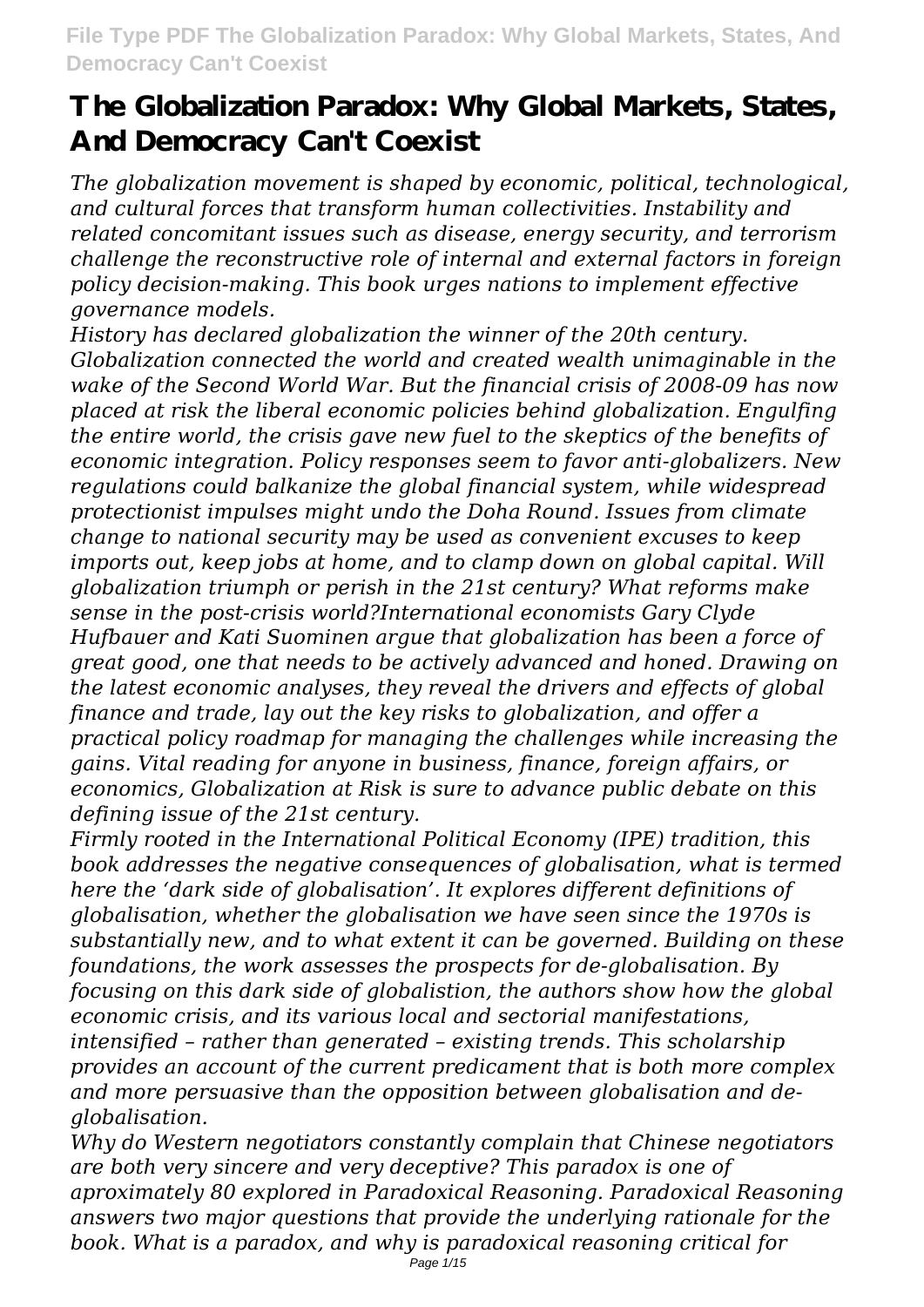# The Globalization Paradox: Why Global Markets, States, And Democracy Can't Coexist

*The globalization movement is shaped by economic, political, technological, and cultural forces that transform human collectivities. Instability and related concomitant issues such as disease, energy security, and terrorism challenge the reconstructive role of internal and external factors in foreign policy decision-making. This book urges nations to implement effective governance models.*

*History has declared globalization the winner of the 20th century. Globalization connected the world and created wealth unimaginable in the wake of the Second World War. But the financial crisis of 2008-09 has now placed at risk the liberal economic policies behind globalization. Engulfing the entire world, the crisis gave new fuel to the skeptics of the benefits of economic integration. Policy responses seem to favor anti-globalizers. New regulations could balkanize the global financial system, while widespread protectionist impulses might undo the Doha Round. Issues from climate change to national security may be used as convenient excuses to keep imports out, keep jobs at home, and to clamp down on global capital. Will globalization triumph or perish in the 21st century? What reforms make sense in the post-crisis world?International economists Gary Clyde Hufbauer and Kati Suominen argue that globalization has been a force of great good, one that needs to be actively advanced and honed. Drawing on the latest economic analyses, they reveal the drivers and effects of global finance and trade, lay out the key risks to globalization, and offer a practical policy roadmap for managing the challenges while increasing the gains. Vital reading for anyone in business, finance, foreign affairs, or economics, Globalization at Risk is sure to advance public debate on this defining issue of the 21st century.*

*Firmly rooted in the International Political Economy (IPE) tradition, this book addresses the negative consequences of globalisation, what is termed here the 'dark side of globalisation'. It explores different definitions of globalisation, whether the globalisation we have seen since the 1970s is substantially new, and to what extent it can be governed. Building on these foundations, the work assesses the prospects for de-globalisation. By focusing on this dark side of globalistion, the authors show how the global economic crisis, and its various local and sectorial manifestations, intensified – rather than generated – existing trends. This scholarship provides an account of the current predicament that is both more complex and more persuasive than the opposition between globalisation and de-globalisation.*

*Why do Western negotiators constantly complain that Chinese negotiators are both very sincere and very deceptive? This paradox is one of aproximately 80 explored in Paradoxical Reasoning. Paradoxical Reasoning answers two major questions that provide the underlying rationale for the book. What is a paradox, and why is paradoxical reasoning critical for*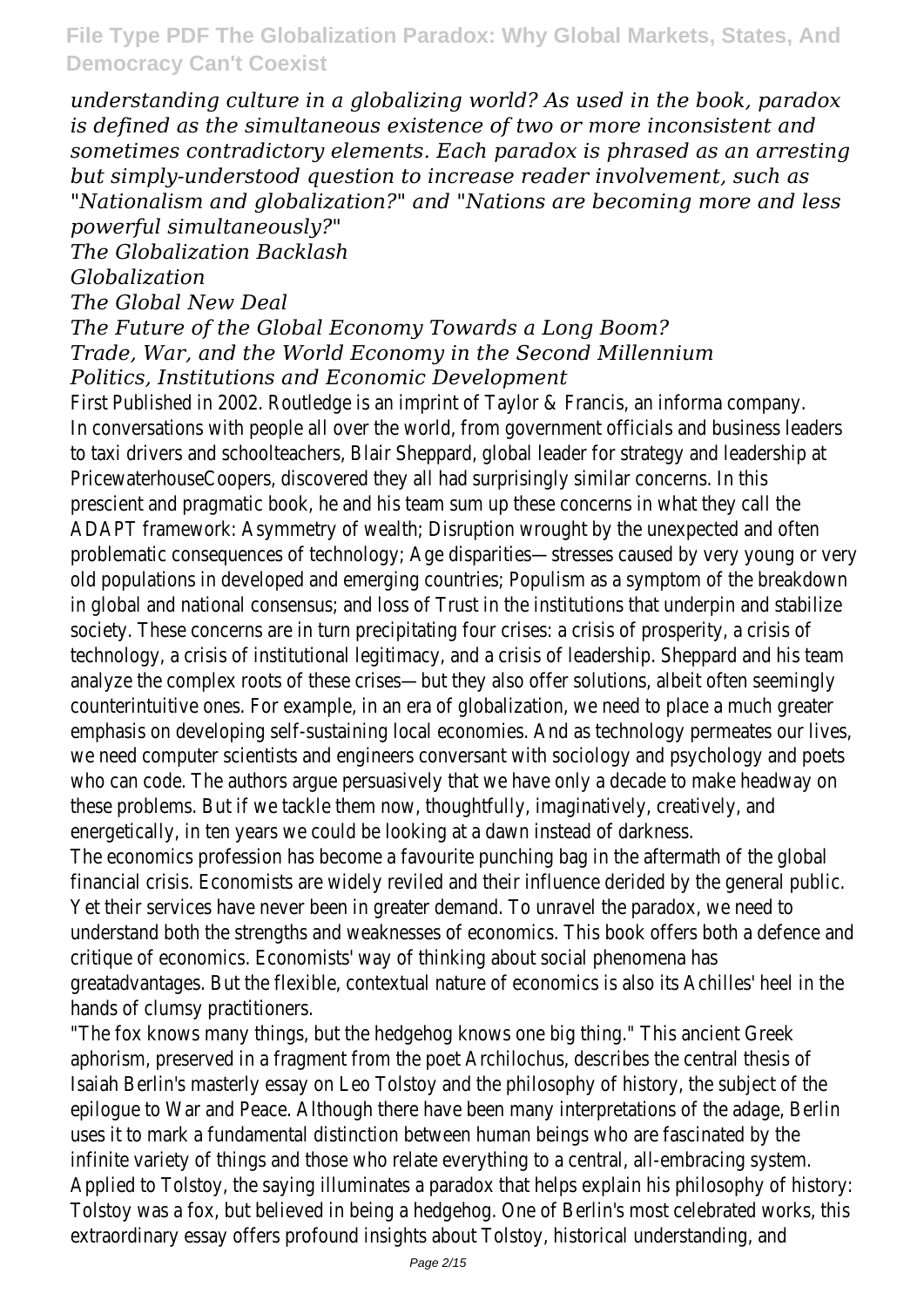*understanding culture in a globalizing world? As used in the book, paradox is defined as the simultaneous existence of two or more inconsistent and sometimes contradictory elements. Each paradox is phrased as an arresting but simply-understood question to increase reader involvement, such as "Nationalism and globalization?" and "Nations are becoming more and less powerful simultaneously?"*

*The Globalization Backlash*

*Globalization*

*The Global New Deal*

*The Future of the Global Economy Towards a Long Boom?*

*Trade, War, and the World Economy in the Second Millennium*

*Politics, Institutions and Economic Development*

First Published in 2002. Routledge is an imprint of Taylor & Francis, an informa company.

In conversations with people all over the world, from government officials and business leaders to taxi drivers and schoolteachers, Blair Sheppard, global leader for strategy and leadership at PricewaterhouseCoopers, discovered they all had surprisingly similar concerns. In this prescient and pragmatic book, he and his team sum up these concerns in what they call the ADAPT framework: Asymmetry of wealth; Disruption wrought by the unexpected and often problematic consequences of technology; Age disparities—stresses caused by very young or very old populations in developed and emerging countries; Populism as a symptom of the breakdown in global and national consensus; and loss of Trust in the institutions that underpin and stabilize society. These concerns are in turn precipitating four crises: a crisis of prosperity, a crisis of technology, a crisis of institutional legitimacy, and a crisis of leadership. Sheppard and his team analyze the complex roots of these crises—but they also offer solutions, albeit often seemingly counterintuitive ones. For example, in an era of globalization, we need to place a much greater emphasis on developing self-sustaining local economies. And as technology permeates our lives, we need computer scientists and engineers conversant with sociology and psychology and poets who can code. The authors argue persuasively that we have only a decade to make headway on these problems. But if we tackle them now, thoughtfully, imaginatively, creatively, and energetically, in ten years we could be looking at a dawn instead of darkness.

The economics profession has become a favourite punching bag in the aftermath of the global financial crisis. Economists are widely reviled and their influence derided by the general public. Yet their services have never been in greater demand. To unravel the paradox, we need to understand both the strengths and weaknesses of economics. This book offers both a defence and critique of economics. Economists' way of thinking about social phenomena has greatadvantages. But the flexible, contextual nature of economics is also its Achilles' heel in the hands of clumsy practitioners.

"The fox knows many things, but the hedgehog knows one big thing." This ancient Greek aphorism, preserved in a fragment from the poet Archilochus, describes the central thesis of Isaiah Berlin's masterly essay on Leo Tolstoy and the philosophy of history, the subject of the epilogue to War and Peace. Although there have been many interpretations of the adage, Berlin uses it to mark a fundamental distinction between human beings who are fascinated by the infinite variety of things and those who relate everything to a central, all-embracing system. Applied to Tolstoy, the saying illuminates a paradox that helps explain his philosophy of history: Tolstoy was a fox, but believed in being a hedgehog. One of Berlin's most celebrated works, this extraordinary essay offers profound insights about Tolstoy, historical understanding, and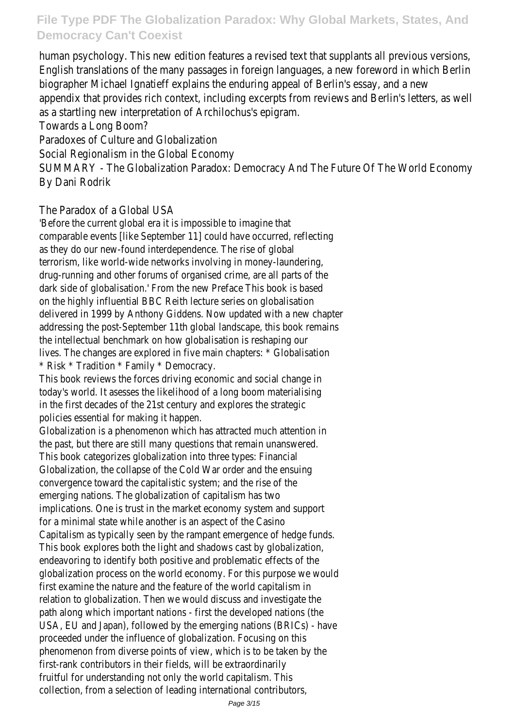human psychology. This new edition features a revised text that supplants all previous versions, English translations of the many passages in foreign languages, a new foreword in which Berlin biographer Michael Ignatieff explains the enduring appeal of Berlin's essay, and a new appendix that provides rich context, including excerpts from reviews and Berlin's letters, as well as a startling new interpretation of Archilochus's epigram.

Towards a Long Boom?

Paradoxes of Culture and Globalization

Social Regionalism in the Global Economy

SUMMARY - The Globalization Paradox: Democracy And The Future Of The World Economy By Dani Rodrik

The Paradox of a Global USA

'Before the current global era it is impossible to imagine that comparable events [like September 11] could have occurred, reflecting as they do our new-found interdependence. The rise of global terrorism, like world-wide networks involving in money-laundering, drug-running and other forums of organised crime, are all parts of the dark side of globalisation.' From the new Preface This book is based on the highly influential BBC Reith lecture series on globalisation delivered in 1999 by Anthony Giddens. Now updated with a new chapter addressing the post-September 11th global landscape, this book remains the intellectual benchmark on how globalisation is reshaping our lives. The changes are explored in five main chapters: * Globalisation * Risk * Tradition * Family * Democracy.

This book reviews the forces driving economic and social change in today's world. It asesses the likelihood of a long boom materialising in the first decades of the 21st century and explores the strategic policies essential for making it happen.

Globalization is a phenomenon which has attracted much attention in the past, but there are still many questions that remain unanswered. This book categorizes globalization into three types: Financial Globalization, the collapse of the Cold War order and the ensuing convergence toward the capitalistic system; and the rise of the emerging nations. The globalization of capitalism has two implications. One is trust in the market economy system and support for a minimal state while another is an aspect of the Casino Capitalism as typically seen by the rampant emergence of hedge funds. This book explores both the light and shadows cast by globalization, endeavoring to identify both positive and problematic effects of the globalization process on the world economy. For this purpose we would first examine the nature and the feature of the world capitalism in relation to globalization. Then we would discuss and investigate the path along which important nations - first the developed nations (the USA, EU and Japan), followed by the emerging nations (BRICs) - have proceeded under the influence of globalization. Focusing on this phenomenon from diverse points of view, which is to be taken by the first-rank contributors in their fields, will be extraordinarily fruitful for understanding not only the world capitalism. This collection, from a selection of leading international contributors,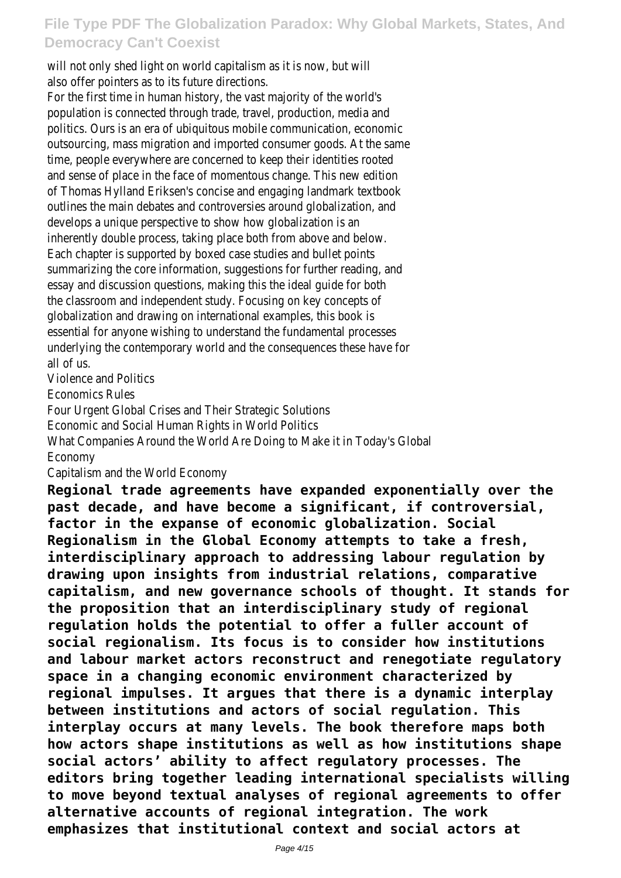will not only shed light on world capitalism as it is now, but will also offer pointers as to its future directions.

For the first time in human history, the vast majority of the world's population is connected through trade, travel, production, media and politics. Ours is an era of ubiquitous mobile communication, economic outsourcing, mass migration and imported consumer goods. At the same time, people everywhere are concerned to keep their identities rooted and sense of place in the face of momentous change. This new edition of Thomas Hylland Eriksen's concise and engaging landmark textbook outlines the main debates and controversies around globalization, and develops a unique perspective to show how globalization is an inherently double process, taking place both from above and below. Each chapter is supported by boxed case studies and bullet points summarizing the core information, suggestions for further reading, and essay and discussion questions, making this the ideal guide for both the classroom and independent study. Focusing on key concepts of globalization and drawing on international examples, this book is essential for anyone wishing to understand the fundamental processes underlying the contemporary world and the consequences these have for all of us.

Violence and Politics

Economics Rules

Four Urgent Global Crises and Their Strategic Solutions

Economic and Social Human Rights in World Politics

What Companies Around the World Are Doing to Make it in Today's Global Economy

Capitalism and the World Economy

**Regional trade agreements have expanded exponentially over the past decade, and have become a significant, if controversial, factor in the expanse of economic globalization. Social Regionalism in the Global Economy attempts to take a fresh, interdisciplinary approach to addressing labour regulation by drawing upon insights from industrial relations, comparative capitalism, and new governance schools of thought. It stands for the proposition that an interdisciplinary study of regional regulation holds the potential to offer a fuller account of social regionalism. Its focus is to consider how institutions and labour market actors reconstruct and renegotiate regulatory space in a changing economic environment characterized by regional impulses. It argues that there is a dynamic interplay between institutions and actors of social regulation. This interplay occurs at many levels. The book therefore maps both how actors shape institutions as well as how institutions shape social actors' ability to affect regulatory processes. The editors bring together leading international specialists willing to move beyond textual analyses of regional agreements to offer alternative accounts of regional integration. The work emphasizes that institutional context and social actors at**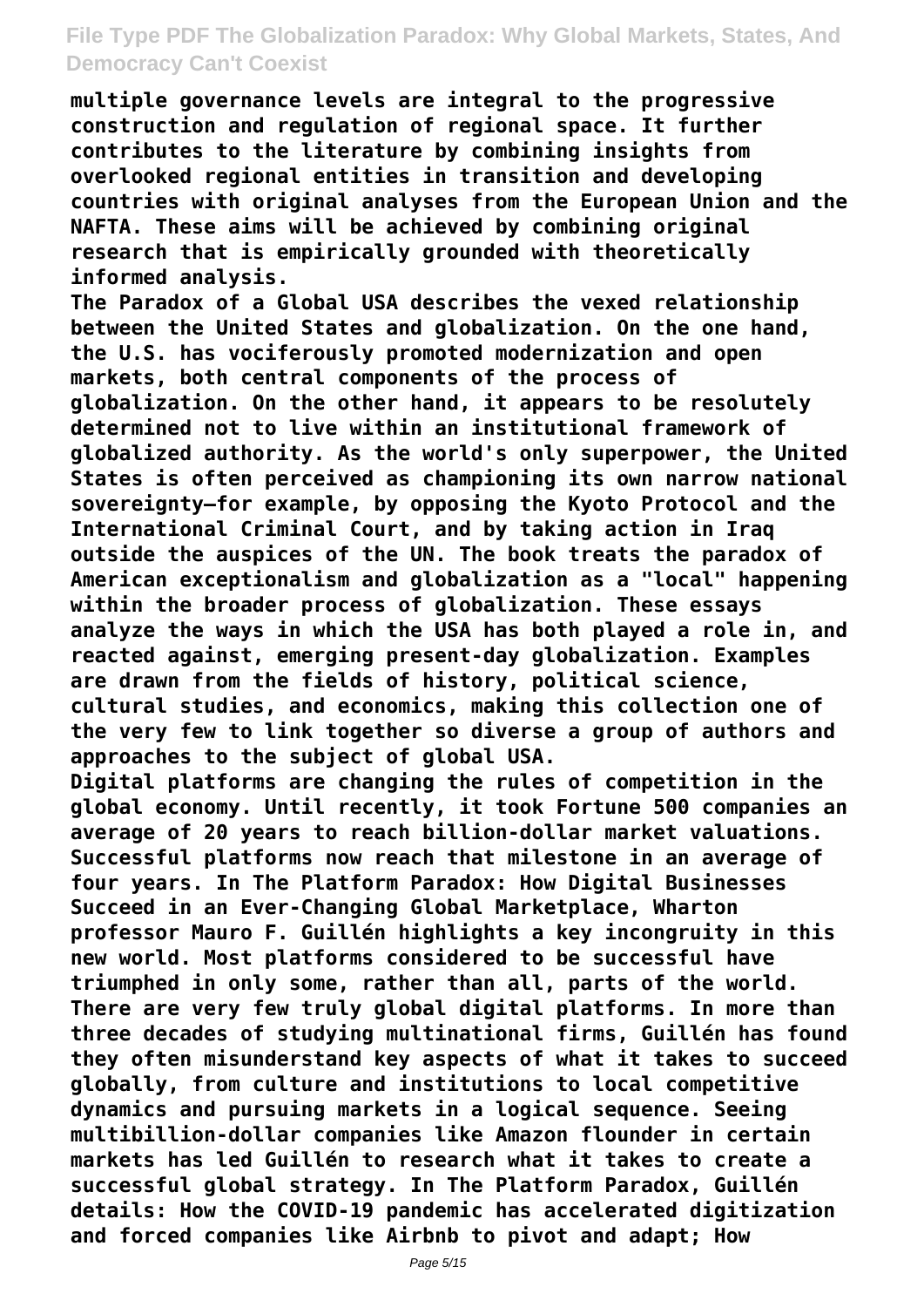multiple governance levels are integral to the progressive construction and regulation of regional space. It further contributes to the literature by combining insights from overlooked regional entities in transition and developing countries with original analyses from the European Union and the NAFTA. These aims will be achieved by combining original research that is empirically grounded with theoretically informed analysis.

The Paradox of a Global USA describes the vexed relationship between the United States and globalization. On the one hand, the U.S. has vociferously promoted modernization and open markets, both central components of the process of globalization. On the other hand, it appears to be resolutely determined not to live within an institutional framework of globalized authority. As the world's only superpower, the United States is often perceived as championing its own narrow national sovereignty—for example, by opposing the Kyoto Protocol and the International Criminal Court, and by taking action in Iraq outside the auspices of the UN. The book treats the paradox of American exceptionalism and globalization as a "local" happening within the broader process of globalization. These essays analyze the ways in which the USA has both played a role in, and reacted against, emerging present-day globalization. Examples are drawn from the fields of history, political science, cultural studies, and economics, making this collection one of the very few to link together so diverse a group of authors and approaches to the subject of global USA.

Digital platforms are changing the rules of competition in the global economy. Until recently, it took Fortune 500 companies an average of 20 years to reach billion-dollar market valuations. Successful platforms now reach that milestone in an average of four years. In The Platform Paradox: How Digital Businesses Succeed in an Ever-Changing Global Marketplace, Wharton professor Mauro F. Guillén highlights a key incongruity in this new world. Most platforms considered to be successful have triumphed in only some, rather than all, parts of the world. There are very few truly global digital platforms. In more than three decades of studying multinational firms, Guillén has found they often misunderstand key aspects of what it takes to succeed globally, from culture and institutions to local competitive dynamics and pursuing markets in a logical sequence. Seeing multibillion-dollar companies like Amazon flounder in certain markets has led Guillén to research what it takes to create a successful global strategy. In The Platform Paradox, Guillén details: How the COVID-19 pandemic has accelerated digitization and forced companies like Airbnb to pivot and adapt; How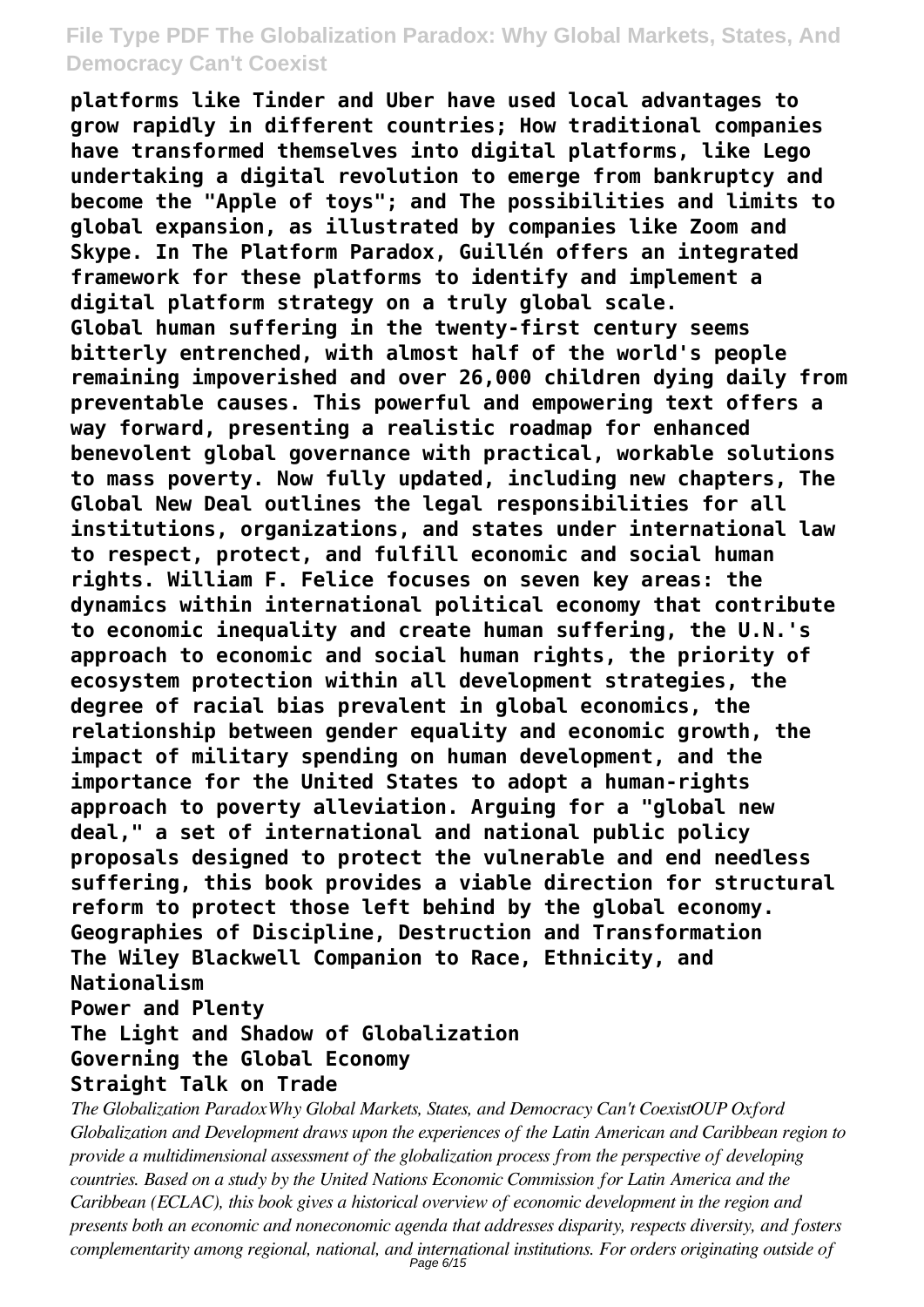**platforms like Tinder and Uber have used local advantages to grow rapidly in different countries; How traditional companies have transformed themselves into digital platforms, like Lego undertaking a digital revolution to emerge from bankruptcy and become the "Apple of toys"; and The possibilities and limits to global expansion, as illustrated by companies like Zoom and Skype. In The Platform Paradox, Guillén offers an integrated framework for these platforms to identify and implement a digital platform strategy on a truly global scale.**

**Global human suffering in the twenty-first century seems bitterly entrenched, with almost half of the world's people remaining impoverished and over 26,000 children dying daily from preventable causes. This powerful and empowering text offers a way forward, presenting a realistic roadmap for enhanced benevolent global governance with practical, workable solutions to mass poverty. Now fully updated, including new chapters, The Global New Deal outlines the legal responsibilities for all institutions, organizations, and states under international law to respect, protect, and fulfill economic and social human rights. William F. Felice focuses on seven key areas: the dynamics within international political economy that contribute to economic inequality and create human suffering, the U.N.'s approach to economic and social human rights, the priority of ecosystem protection within all development strategies, the degree of racial bias prevalent in global economics, the relationship between gender equality and economic growth, the impact of military spending on human development, and the importance for the United States to adopt a human-rights approach to poverty alleviation. Arguing for a "global new deal," a set of international and national public policy proposals designed to protect the vulnerable and end needless suffering, this book provides a viable direction for structural reform to protect those left behind by the global economy.**

**Geographies of Discipline, Destruction and Transformation**
**The Wiley Blackwell Companion to Race, Ethnicity, and Nationalism**
**Power and Plenty**
**The Light and Shadow of Globalization**
**Governing the Global Economy**
**Straight Talk on Trade**

*The Globalization ParadoxWhy Global Markets, States, and Democracy Can't CoexistOUP Oxford*

*Globalization and Development draws upon the experiences of the Latin American and Caribbean region to provide a multidimensional assessment of the globalization process from the perspective of developing countries. Based on a study by the United Nations Economic Commission for Latin America and the Caribbean (ECLAC), this book gives a historical overview of economic development in the region and presents both an economic and noneconomic agenda that addresses disparity, respects diversity, and fosters complementarity among regional, national, and international institutions. For orders originating outside of*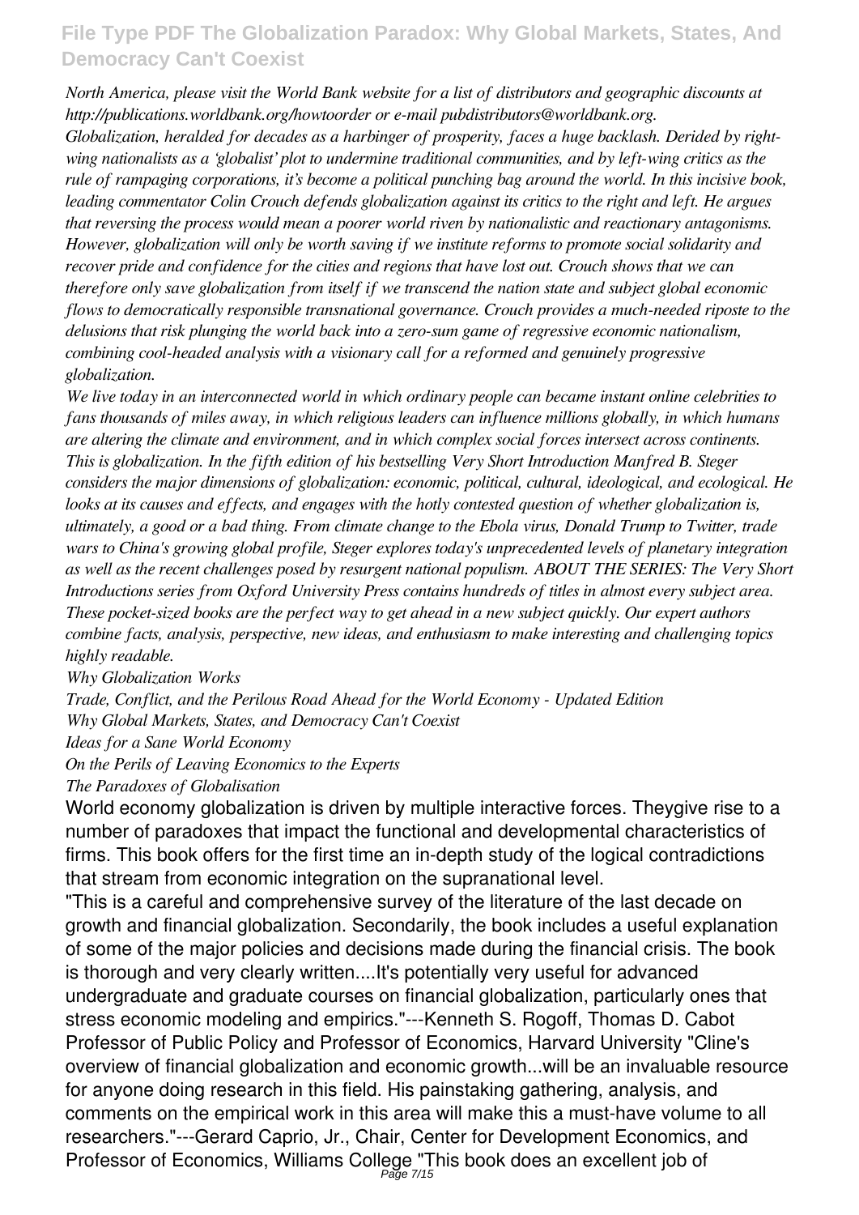*North America, please visit the World Bank website for a list of distributors and geographic discounts at http://publications.worldbank.org/howtoorder or e-mail pubdistributors@worldbank.org.*

*Globalization, heralded for decades as a harbinger of prosperity, faces a huge backlash. Derided by right-wing nationalists as a 'globalist' plot to undermine traditional communities, and by left-wing critics as the rule of rampaging corporations, it's become a political punching bag around the world. In this incisive book, leading commentator Colin Crouch defends globalization against its critics to the right and left. He argues that reversing the process would mean a poorer world riven by nationalistic and reactionary antagonisms. However, globalization will only be worth saving if we institute reforms to promote social solidarity and recover pride and confidence for the cities and regions that have lost out. Crouch shows that we can therefore only save globalization from itself if we transcend the nation state and subject global economic flows to democratically responsible transnational governance. Crouch provides a much-needed riposte to the delusions that risk plunging the world back into a zero-sum game of regressive economic nationalism, combining cool-headed analysis with a visionary call for a reformed and genuinely progressive globalization.*

*We live today in an interconnected world in which ordinary people can became instant online celebrities to fans thousands of miles away, in which religious leaders can influence millions globally, in which humans are altering the climate and environment, and in which complex social forces intersect across continents. This is globalization. In the fifth edition of his bestselling Very Short Introduction Manfred B. Steger considers the major dimensions of globalization: economic, political, cultural, ideological, and ecological. He looks at its causes and effects, and engages with the hotly contested question of whether globalization is, ultimately, a good or a bad thing. From climate change to the Ebola virus, Donald Trump to Twitter, trade wars to China's growing global profile, Steger explores today's unprecedented levels of planetary integration as well as the recent challenges posed by resurgent national populism. ABOUT THE SERIES: The Very Short Introductions series from Oxford University Press contains hundreds of titles in almost every subject area. These pocket-sized books are the perfect way to get ahead in a new subject quickly. Our expert authors combine facts, analysis, perspective, new ideas, and enthusiasm to make interesting and challenging topics highly readable.*

*Why Globalization Works*

*Trade, Conflict, and the Perilous Road Ahead for the World Economy - Updated Edition*

*Why Global Markets, States, and Democracy Can't Coexist*

*Ideas for a Sane World Economy*

*On the Perils of Leaving Economics to the Experts*

*The Paradoxes of Globalisation*

World economy globalization is driven by multiple interactive forces. Theygive rise to a number of paradoxes that impact the functional and developmental characteristics of firms. This book offers for the first time an in-depth study of the logical contradictions that stream from economic integration on the supranational level.

"This is a careful and comprehensive survey of the literature of the last decade on growth and financial globalization. Secondarily, the book includes a useful explanation of some of the major policies and decisions made during the financial crisis. The book is thorough and very clearly written....It's potentially very useful for advanced undergraduate and graduate courses on financial globalization, particularly ones that stress economic modeling and empirics."---Kenneth S. Rogoff, Thomas D. Cabot Professor of Public Policy and Professor of Economics, Harvard University "Cline's overview of financial globalization and economic growth...will be an invaluable resource for anyone doing research in this field. His painstaking gathering, analysis, and comments on the empirical work in this area will make this a must-have volume to all researchers."---Gerard Caprio, Jr., Chair, Center for Development Economics, and Professor of Economics, Williams College "This book does an excellent job of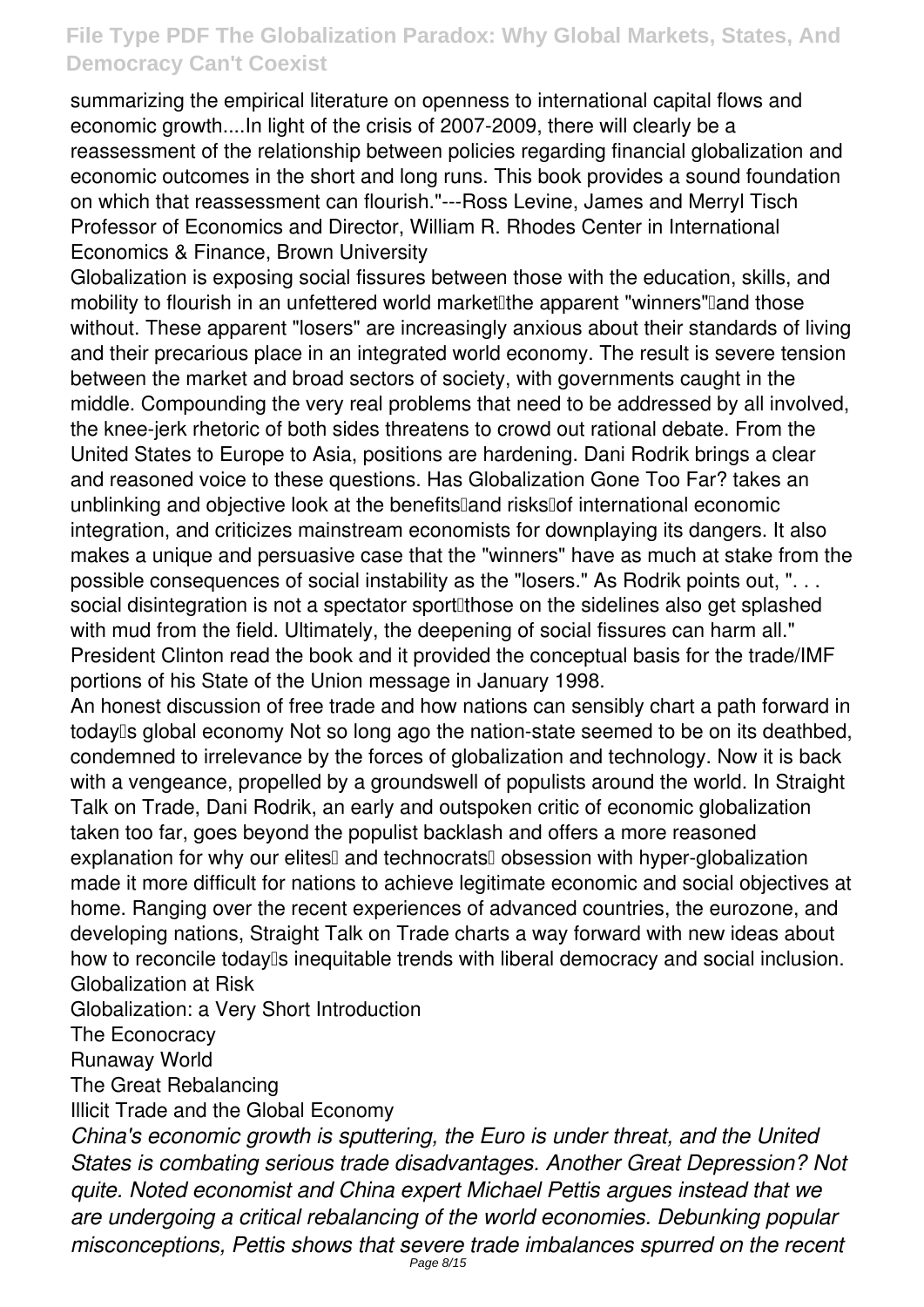summarizing the empirical literature on openness to international capital flows and economic growth....In light of the crisis of 2007-2009, there will clearly be a reassessment of the relationship between policies regarding financial globalization and economic outcomes in the short and long runs. This book provides a sound foundation on which that reassessment can flourish."---Ross Levine, James and Merryl Tisch Professor of Economics and Director, William R. Rhodes Center in International Economics & Finance, Brown University

Globalization is exposing social fissures between those with the education, skills, and mobility to flourish in an unfettered world market—the apparent "winners"—and those without. These apparent "losers" are increasingly anxious about their standards of living and their precarious place in an integrated world economy. The result is severe tension between the market and broad sectors of society, with governments caught in the middle. Compounding the very real problems that need to be addressed by all involved, the knee-jerk rhetoric of both sides threatens to crowd out rational debate. From the United States to Europe to Asia, positions are hardening. Dani Rodrik brings a clear and reasoned voice to these questions. Has Globalization Gone Too Far? takes an unblinking and objective look at the benefits—and risks—of international economic integration, and criticizes mainstream economists for downplaying its dangers. It also makes a unique and persuasive case that the "winners" have as much at stake from the possible consequences of social instability as the "losers." As Rodrik points out, ". . . social disintegration is not a spectator sport—those on the sidelines also get splashed with mud from the field. Ultimately, the deepening of social fissures can harm all." President Clinton read the book and it provided the conceptual basis for the trade/IMF portions of his State of the Union message in January 1998.

An honest discussion of free trade and how nations can sensibly chart a path forward in today's global economy Not so long ago the nation-state seemed to be on its deathbed, condemned to irrelevance by the forces of globalization and technology. Now it is back with a vengeance, propelled by a groundswell of populists around the world. In Straight Talk on Trade, Dani Rodrik, an early and outspoken critic of economic globalization taken too far, goes beyond the populist backlash and offers a more reasoned explanation for why our elites' and technocrats' obsession with hyper-globalization made it more difficult for nations to achieve legitimate economic and social objectives at home. Ranging over the recent experiences of advanced countries, the eurozone, and developing nations, Straight Talk on Trade charts a way forward with new ideas about how to reconcile today's inequitable trends with liberal democracy and social inclusion.

Globalization at Risk

Globalization: a Very Short Introduction

The Econocracy

Runaway World

The Great Rebalancing

Illicit Trade and the Global Economy

*China's economic growth is sputtering, the Euro is under threat, and the United States is combating serious trade disadvantages. Another Great Depression? Not quite. Noted economist and China expert Michael Pettis argues instead that we are undergoing a critical rebalancing of the world economies. Debunking popular misconceptions, Pettis shows that severe trade imbalances spurred on the recent*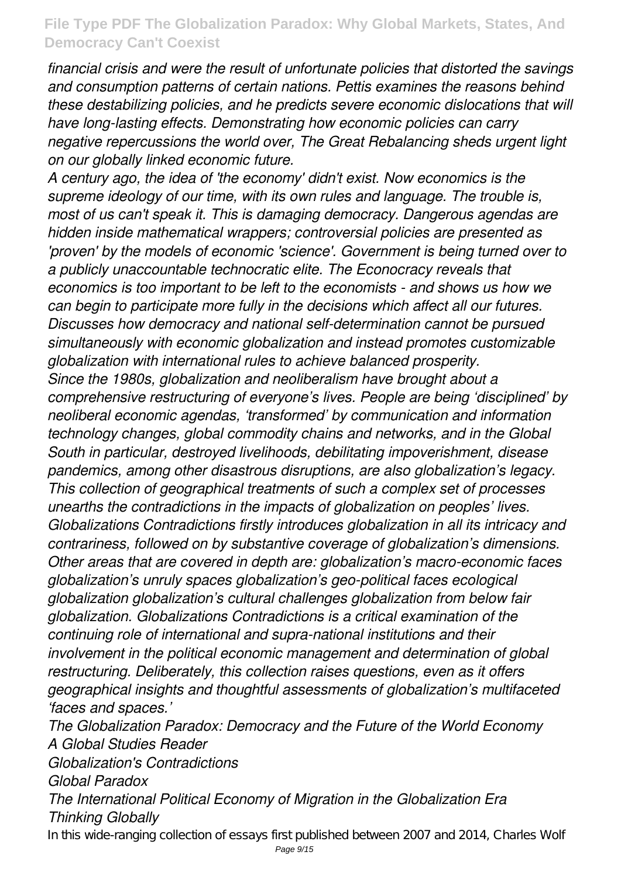*financial crisis and were the result of unfortunate policies that distorted the savings and consumption patterns of certain nations. Pettis examines the reasons behind these destabilizing policies, and he predicts severe economic dislocations that will have long-lasting effects. Demonstrating how economic policies can carry negative repercussions the world over, The Great Rebalancing sheds urgent light on our globally linked economic future.*

*A century ago, the idea of 'the economy' didn't exist. Now economics is the supreme ideology of our time, with its own rules and language. The trouble is, most of us can't speak it. This is damaging democracy. Dangerous agendas are hidden inside mathematical wrappers; controversial policies are presented as 'proven' by the models of economic 'science'. Government is being turned over to a publicly unaccountable technocratic elite. The Econocracy reveals that economics is too important to be left to the economists - and shows us how we can begin to participate more fully in the decisions which affect all our futures.*

*Discusses how democracy and national self-determination cannot be pursued simultaneously with economic globalization and instead promotes customizable globalization with international rules to achieve balanced prosperity.*

*Since the 1980s, globalization and neoliberalism have brought about a comprehensive restructuring of everyone's lives. People are being 'disciplined' by neoliberal economic agendas, 'transformed' by communication and information technology changes, global commodity chains and networks, and in the Global South in particular, destroyed livelihoods, debilitating impoverishment, disease pandemics, among other disastrous disruptions, are also globalization's legacy. This collection of geographical treatments of such a complex set of processes unearths the contradictions in the impacts of globalization on peoples' lives. Globalizations Contradictions firstly introduces globalization in all its intricacy and contrariness, followed on by substantive coverage of globalization's dimensions. Other areas that are covered in depth are: globalization's macro-economic faces globalization's unruly spaces globalization's geo-political faces ecological globalization globalization's cultural challenges globalization from below fair globalization. Globalizations Contradictions is a critical examination of the continuing role of international and supra-national institutions and their involvement in the political economic management and determination of global restructuring. Deliberately, this collection raises questions, even as it offers geographical insights and thoughtful assessments of globalization's multifaceted 'faces and spaces.'*

*The Globalization Paradox: Democracy and the Future of the World Economy*
*A Global Studies Reader*
*Globalization's Contradictions*
*Global Paradox*
*The International Political Economy of Migration in the Globalization Era*
*Thinking Globally*

In this wide-ranging collection of essays first published between 2007 and 2014, Charles Wolf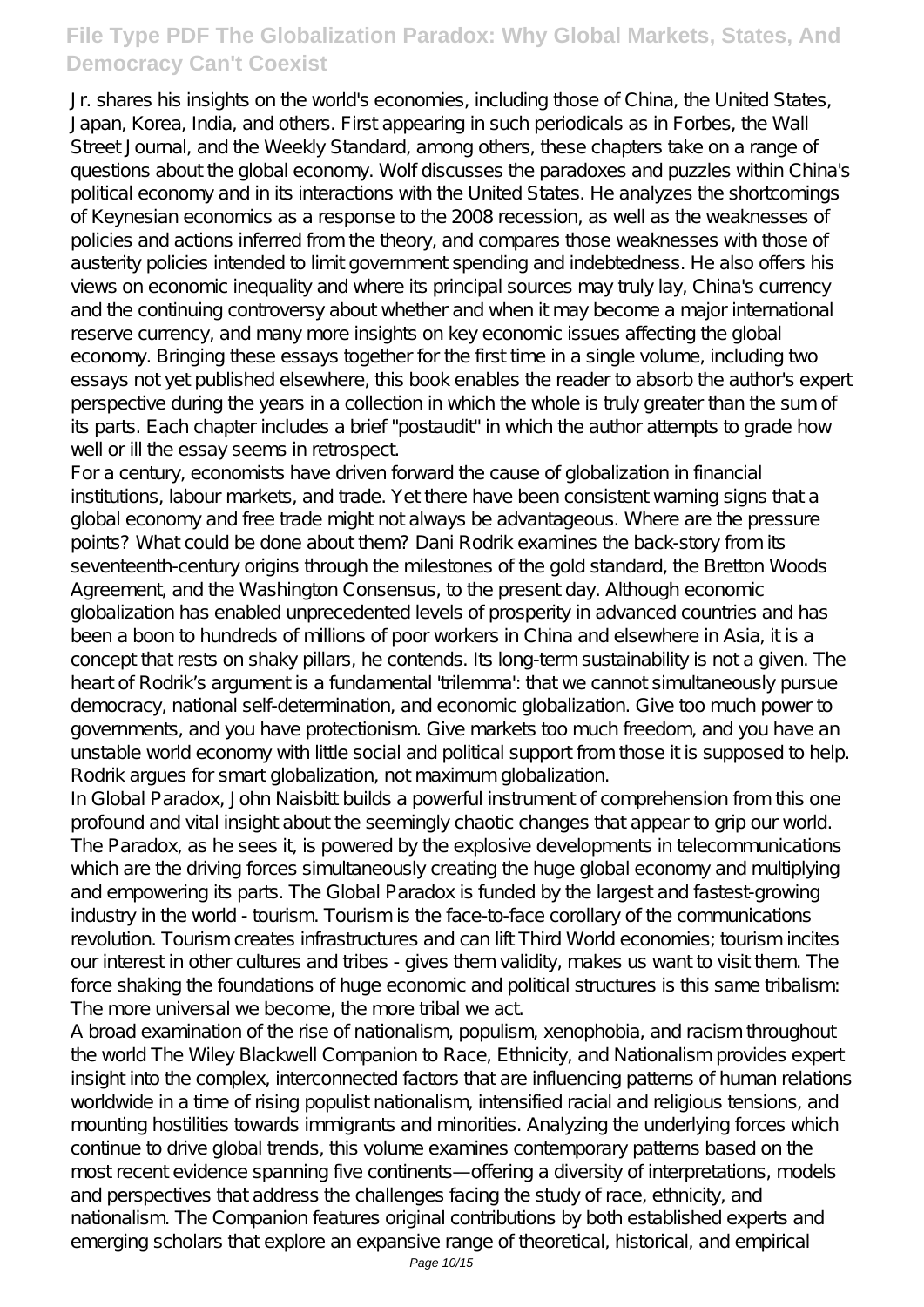Jr. shares his insights on the world's economies, including those of China, the United States, Japan, Korea, India, and others. First appearing in such periodicals as in Forbes, the Wall Street Journal, and the Weekly Standard, among others, these chapters take on a range of questions about the global economy. Wolf discusses the paradoxes and puzzles within China's political economy and in its interactions with the United States. He analyzes the shortcomings of Keynesian economics as a response to the 2008 recession, as well as the weaknesses of policies and actions inferred from the theory, and compares those weaknesses with those of austerity policies intended to limit government spending and indebtedness. He also offers his views on economic inequality and where its principal sources may truly lay, China's currency and the continuing controversy about whether and when it may become a major international reserve currency, and many more insights on key economic issues affecting the global economy. Bringing these essays together for the first time in a single volume, including two essays not yet published elsewhere, this book enables the reader to absorb the author's expert perspective during the years in a collection in which the whole is truly greater than the sum of its parts. Each chapter includes a brief "postaudit" in which the author attempts to grade how well or ill the essay seems in retrospect.

For a century, economists have driven forward the cause of globalization in financial institutions, labour markets, and trade. Yet there have been consistent warning signs that a global economy and free trade might not always be advantageous. Where are the pressure points? What could be done about them? Dani Rodrik examines the back-story from its seventeenth-century origins through the milestones of the gold standard, the Bretton Woods Agreement, and the Washington Consensus, to the present day. Although economic globalization has enabled unprecedented levels of prosperity in advanced countries and has been a boon to hundreds of millions of poor workers in China and elsewhere in Asia, it is a concept that rests on shaky pillars, he contends. Its long-term sustainability is not a given. The heart of Rodrik's argument is a fundamental 'trilemma': that we cannot simultaneously pursue democracy, national self-determination, and economic globalization. Give too much power to governments, and you have protectionism. Give markets too much freedom, and you have an unstable world economy with little social and political support from those it is supposed to help. Rodrik argues for smart globalization, not maximum globalization.

In Global Paradox, John Naisbitt builds a powerful instrument of comprehension from this one profound and vital insight about the seemingly chaotic changes that appear to grip our world. The Paradox, as he sees it, is powered by the explosive developments in telecommunications which are the driving forces simultaneously creating the huge global economy and multiplying and empowering its parts. The Global Paradox is funded by the largest and fastest-growing industry in the world - tourism. Tourism is the face-to-face corollary of the communications revolution. Tourism creates infrastructures and can lift Third World economies; tourism incites our interest in other cultures and tribes - gives them validity, makes us want to visit them. The force shaking the foundations of huge economic and political structures is this same tribalism: The more universal we become, the more tribal we act.

A broad examination of the rise of nationalism, populism, xenophobia, and racism throughout the world The Wiley Blackwell Companion to Race, Ethnicity, and Nationalism provides expert insight into the complex, interconnected factors that are influencing patterns of human relations worldwide in a time of rising populist nationalism, intensified racial and religious tensions, and mounting hostilities towards immigrants and minorities. Analyzing the underlying forces which continue to drive global trends, this volume examines contemporary patterns based on the most recent evidence spanning five continents—offering a diversity of interpretations, models and perspectives that address the challenges facing the study of race, ethnicity, and nationalism. The Companion features original contributions by both established experts and emerging scholars that explore an expansive range of theoretical, historical, and empirical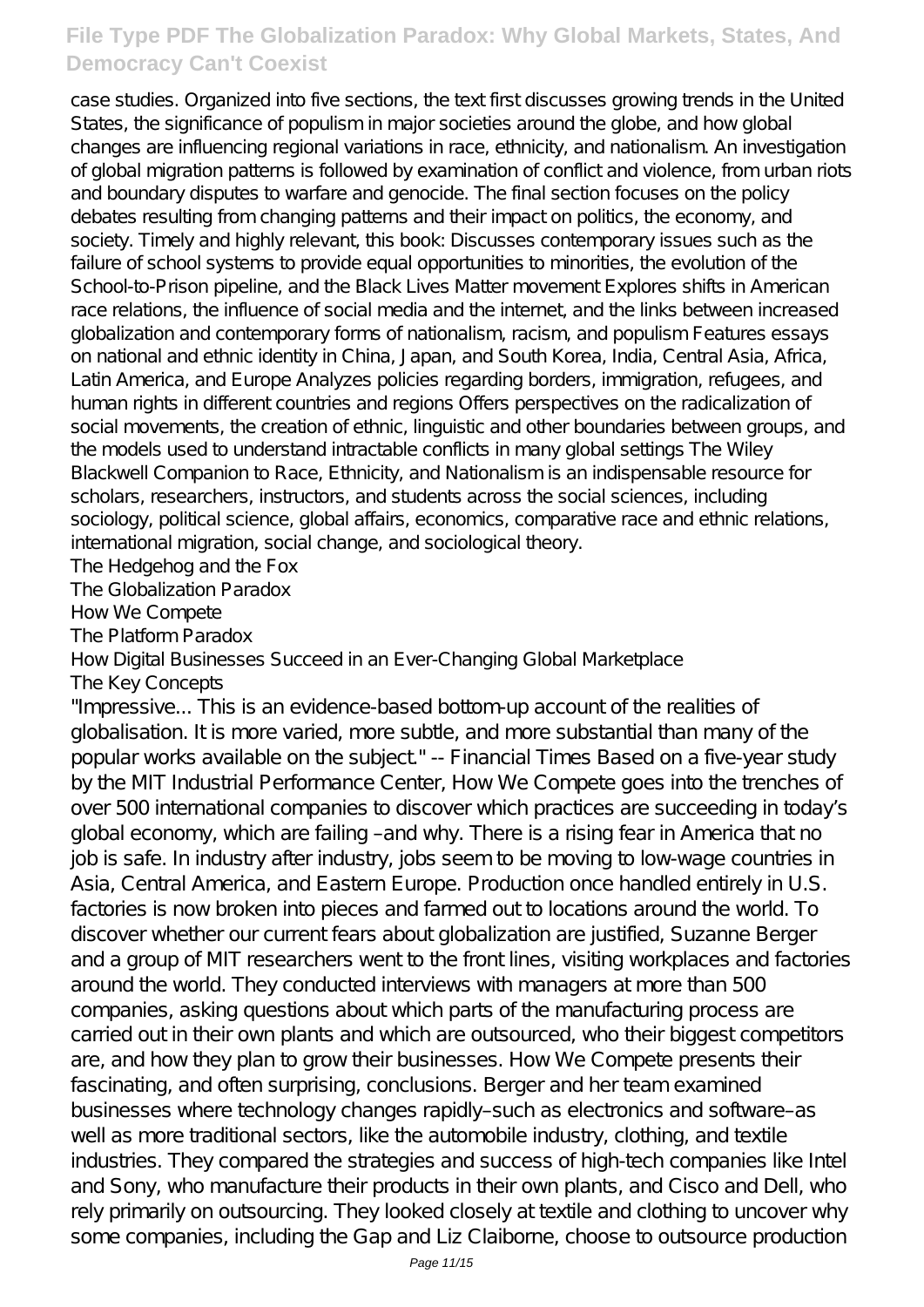case studies. Organized into five sections, the text first discusses growing trends in the United States, the significance of populism in major societies around the globe, and how global changes are influencing regional variations in race, ethnicity, and nationalism. An investigation of global migration patterns is followed by examination of conflict and violence, from urban riots and boundary disputes to warfare and genocide. The final section focuses on the policy debates resulting from changing patterns and their impact on politics, the economy, and society. Timely and highly relevant, this book: Discusses contemporary issues such as the failure of school systems to provide equal opportunities to minorities, the evolution of the School-to-Prison pipeline, and the Black Lives Matter movement Explores shifts in American race relations, the influence of social media and the internet, and the links between increased globalization and contemporary forms of nationalism, racism, and populism Features essays on national and ethnic identity in China, Japan, and South Korea, India, Central Asia, Africa, Latin America, and Europe Analyzes policies regarding borders, immigration, refugees, and human rights in different countries and regions Offers perspectives on the radicalization of social movements, the creation of ethnic, linguistic and other boundaries between groups, and the models used to understand intractable conflicts in many global settings The Wiley Blackwell Companion to Race, Ethnicity, and Nationalism is an indispensable resource for scholars, researchers, instructors, and students across the social sciences, including sociology, political science, global affairs, economics, comparative race and ethnic relations, international migration, social change, and sociological theory.

The Hedgehog and the Fox
The Globalization Paradox
How We Compete
The Platform Paradox
How Digital Businesses Succeed in an Ever-Changing Global Marketplace
The Key Concepts

"Impressive... This is an evidence-based bottom-up account of the realities of globalisation. It is more varied, more subtle, and more substantial than many of the popular works available on the subject." -- Financial Times Based on a five-year study by the MIT Industrial Performance Center, How We Compete goes into the trenches of over 500 international companies to discover which practices are succeeding in today's global economy, which are failing –and why. There is a rising fear in America that no job is safe. In industry after industry, jobs seem to be moving to low-wage countries in Asia, Central America, and Eastern Europe. Production once handled entirely in U.S. factories is now broken into pieces and farmed out to locations around the world. To discover whether our current fears about globalization are justified, Suzanne Berger and a group of MIT researchers went to the front lines, visiting workplaces and factories around the world. They conducted interviews with managers at more than 500 companies, asking questions about which parts of the manufacturing process are carried out in their own plants and which are outsourced, who their biggest competitors are, and how they plan to grow their businesses. How We Compete presents their fascinating, and often surprising, conclusions. Berger and her team examined businesses where technology changes rapidly–such as electronics and software–as well as more traditional sectors, like the automobile industry, clothing, and textile industries. They compared the strategies and success of high-tech companies like Intel and Sony, who manufacture their products in their own plants, and Cisco and Dell, who rely primarily on outsourcing. They looked closely at textile and clothing to uncover why some companies, including the Gap and Liz Claiborne, choose to outsource production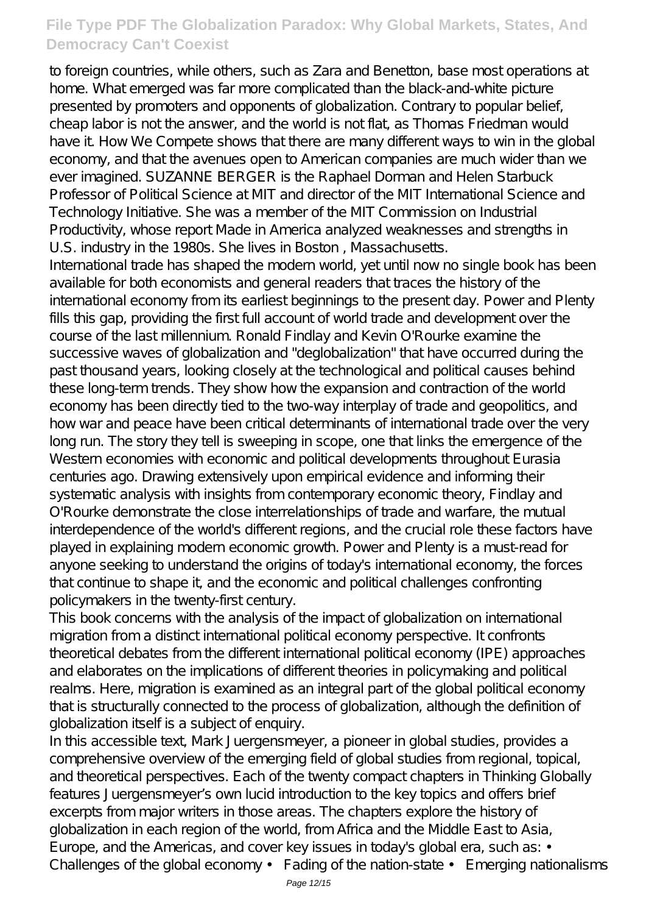to foreign countries, while others, such as Zara and Benetton, base most operations at home. What emerged was far more complicated than the black-and-white picture presented by promoters and opponents of globalization. Contrary to popular belief, cheap labor is not the answer, and the world is not flat, as Thomas Friedman would have it. How We Compete shows that there are many different ways to win in the global economy, and that the avenues open to American companies are much wider than we ever imagined. SUZANNE BERGER is the Raphael Dorman and Helen Starbuck Professor of Political Science at MIT and director of the MIT International Science and Technology Initiative. She was a member of the MIT Commission on Industrial Productivity, whose report Made in America analyzed weaknesses and strengths in U.S. industry in the 1980s. She lives in Boston , Massachusetts.

International trade has shaped the modern world, yet until now no single book has been available for both economists and general readers that traces the history of the international economy from its earliest beginnings to the present day. Power and Plenty fills this gap, providing the first full account of world trade and development over the course of the last millennium. Ronald Findlay and Kevin O'Rourke examine the successive waves of globalization and "deglobalization" that have occurred during the past thousand years, looking closely at the technological and political causes behind these long-term trends. They show how the expansion and contraction of the world economy has been directly tied to the two-way interplay of trade and geopolitics, and how war and peace have been critical determinants of international trade over the very long run. The story they tell is sweeping in scope, one that links the emergence of the Western economies with economic and political developments throughout Eurasia centuries ago. Drawing extensively upon empirical evidence and informing their systematic analysis with insights from contemporary economic theory, Findlay and O'Rourke demonstrate the close interrelationships of trade and warfare, the mutual interdependence of the world's different regions, and the crucial role these factors have played in explaining modern economic growth. Power and Plenty is a must-read for anyone seeking to understand the origins of today's international economy, the forces that continue to shape it, and the economic and political challenges confronting policymakers in the twenty-first century.

This book concerns with the analysis of the impact of globalization on international migration from a distinct international political economy perspective. It confronts theoretical debates from the different international political economy (IPE) approaches and elaborates on the implications of different theories in policymaking and political realms. Here, migration is examined as an integral part of the global political economy that is structurally connected to the process of globalization, although the definition of globalization itself is a subject of enquiry.

In this accessible text, Mark Juergensmeyer, a pioneer in global studies, provides a comprehensive overview of the emerging field of global studies from regional, topical, and theoretical perspectives. Each of the twenty compact chapters in Thinking Globally features Juergensmeyer's own lucid introduction to the key topics and offers brief excerpts from major writers in those areas. The chapters explore the history of globalization in each region of the world, from Africa and the Middle East to Asia, Europe, and the Americas, and cover key issues in today's global era, such as: • Challenges of the global economy • Fading of the nation-state • Emerging nationalisms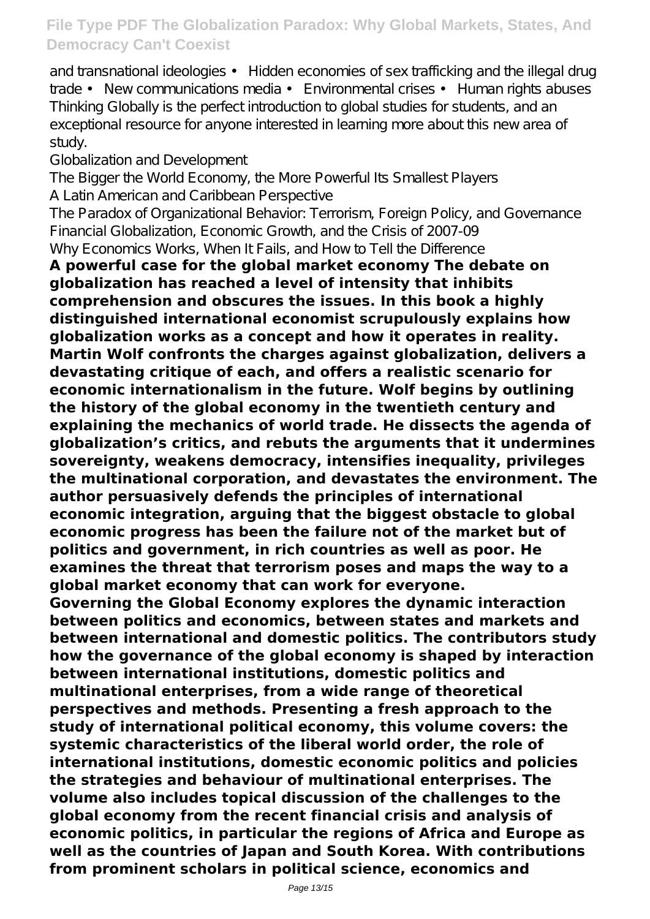and transnational ideologies • Hidden economies of sex trafficking and the illegal drug trade • New communications media • Environmental crises • Human rights abuses Thinking Globally is the perfect introduction to global studies for students, and an exceptional resource for anyone interested in learning more about this new area of study.

Globalization and Development

The Bigger the World Economy, the More Powerful Its Smallest Players

A Latin American and Caribbean Perspective

The Paradox of Organizational Behavior: Terrorism, Foreign Policy, and Governance

Financial Globalization, Economic Growth, and the Crisis of 2007-09

Why Economics Works, When It Fails, and How to Tell the Difference

**A powerful case for the global market economy The debate on globalization has reached a level of intensity that inhibits comprehension and obscures the issues. In this book a highly distinguished international economist scrupulously explains how globalization works as a concept and how it operates in reality. Martin Wolf confronts the charges against globalization, delivers a devastating critique of each, and offers a realistic scenario for economic internationalism in the future. Wolf begins by outlining the history of the global economy in the twentieth century and explaining the mechanics of world trade. He dissects the agenda of globalization's critics, and rebuts the arguments that it undermines sovereignty, weakens democracy, intensifies inequality, privileges the multinational corporation, and devastates the environment. The author persuasively defends the principles of international economic integration, arguing that the biggest obstacle to global economic progress has been the failure not of the market but of politics and government, in rich countries as well as poor. He examines the threat that terrorism poses and maps the way to a global market economy that can work for everyone.**

**Governing the Global Economy explores the dynamic interaction between politics and economics, between states and markets and between international and domestic politics. The contributors study how the governance of the global economy is shaped by interaction between international institutions, domestic politics and multinational enterprises, from a wide range of theoretical perspectives and methods. Presenting a fresh approach to the study of international political economy, this volume covers: the systemic characteristics of the liberal world order, the role of international institutions, domestic economic politics and policies the strategies and behaviour of multinational enterprises. The volume also includes topical discussion of the challenges to the global economy from the recent financial crisis and analysis of economic politics, in particular the regions of Africa and Europe as well as the countries of Japan and South Korea. With contributions from prominent scholars in political science, economics and**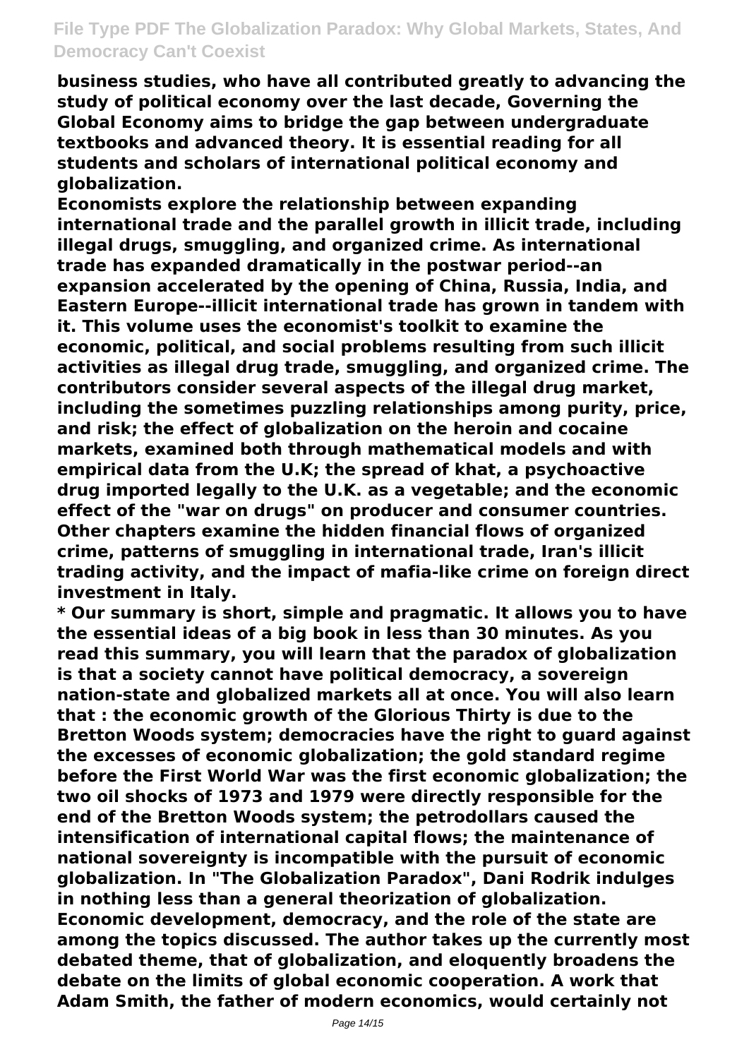**business studies, who have all contributed greatly to advancing the study of political economy over the last decade, Governing the Global Economy aims to bridge the gap between undergraduate textbooks and advanced theory. It is essential reading for all students and scholars of international political economy and globalization.**

**Economists explore the relationship between expanding international trade and the parallel growth in illicit trade, including illegal drugs, smuggling, and organized crime. As international trade has expanded dramatically in the postwar period--an expansion accelerated by the opening of China, Russia, India, and Eastern Europe--illicit international trade has grown in tandem with it. This volume uses the economist's toolkit to examine the economic, political, and social problems resulting from such illicit activities as illegal drug trade, smuggling, and organized crime. The contributors consider several aspects of the illegal drug market, including the sometimes puzzling relationships among purity, price, and risk; the effect of globalization on the heroin and cocaine markets, examined both through mathematical models and with empirical data from the U.K; the spread of khat, a psychoactive drug imported legally to the U.K. as a vegetable; and the economic effect of the "war on drugs" on producer and consumer countries. Other chapters examine the hidden financial flows of organized crime, patterns of smuggling in international trade, Iran's illicit trading activity, and the impact of mafia-like crime on foreign direct investment in Italy.**

**\* Our summary is short, simple and pragmatic. It allows you to have the essential ideas of a big book in less than 30 minutes. As you read this summary, you will learn that the paradox of globalization is that a society cannot have political democracy, a sovereign nation-state and globalized markets all at once. You will also learn that : the economic growth of the Glorious Thirty is due to the Bretton Woods system; democracies have the right to guard against the excesses of economic globalization; the gold standard regime before the First World War was the first economic globalization; the two oil shocks of 1973 and 1979 were directly responsible for the end of the Bretton Woods system; the petrodollars caused the intensification of international capital flows; the maintenance of national sovereignty is incompatible with the pursuit of economic globalization. In "The Globalization Paradox", Dani Rodrik indulges in nothing less than a general theorization of globalization. Economic development, democracy, and the role of the state are among the topics discussed. The author takes up the currently most debated theme, that of globalization, and eloquently broadens the debate on the limits of global economic cooperation. A work that Adam Smith, the father of modern economics, would certainly not**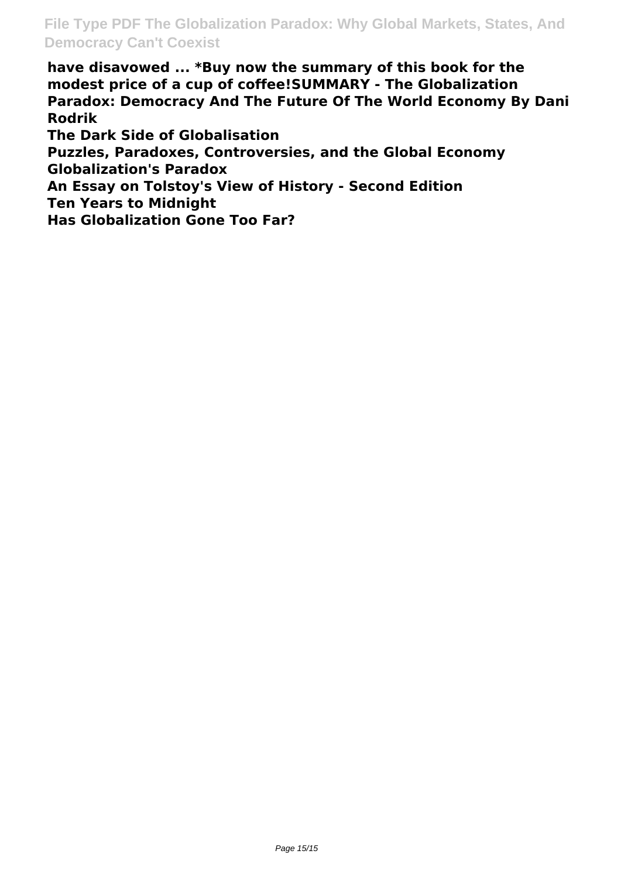**have disavowed ... *Buy now the summary of this book for the modest price of a cup of coffee!SUMMARY - The Globalization Paradox: Democracy And The Future Of The World Economy By Dani Rodrik**

**The Dark Side of Globalisation**

**Puzzles, Paradoxes, Controversies, and the Global Economy**

**Globalization's Paradox**

**An Essay on Tolstoy's View of History - Second Edition**

**Ten Years to Midnight**

**Has Globalization Gone Too Far?**